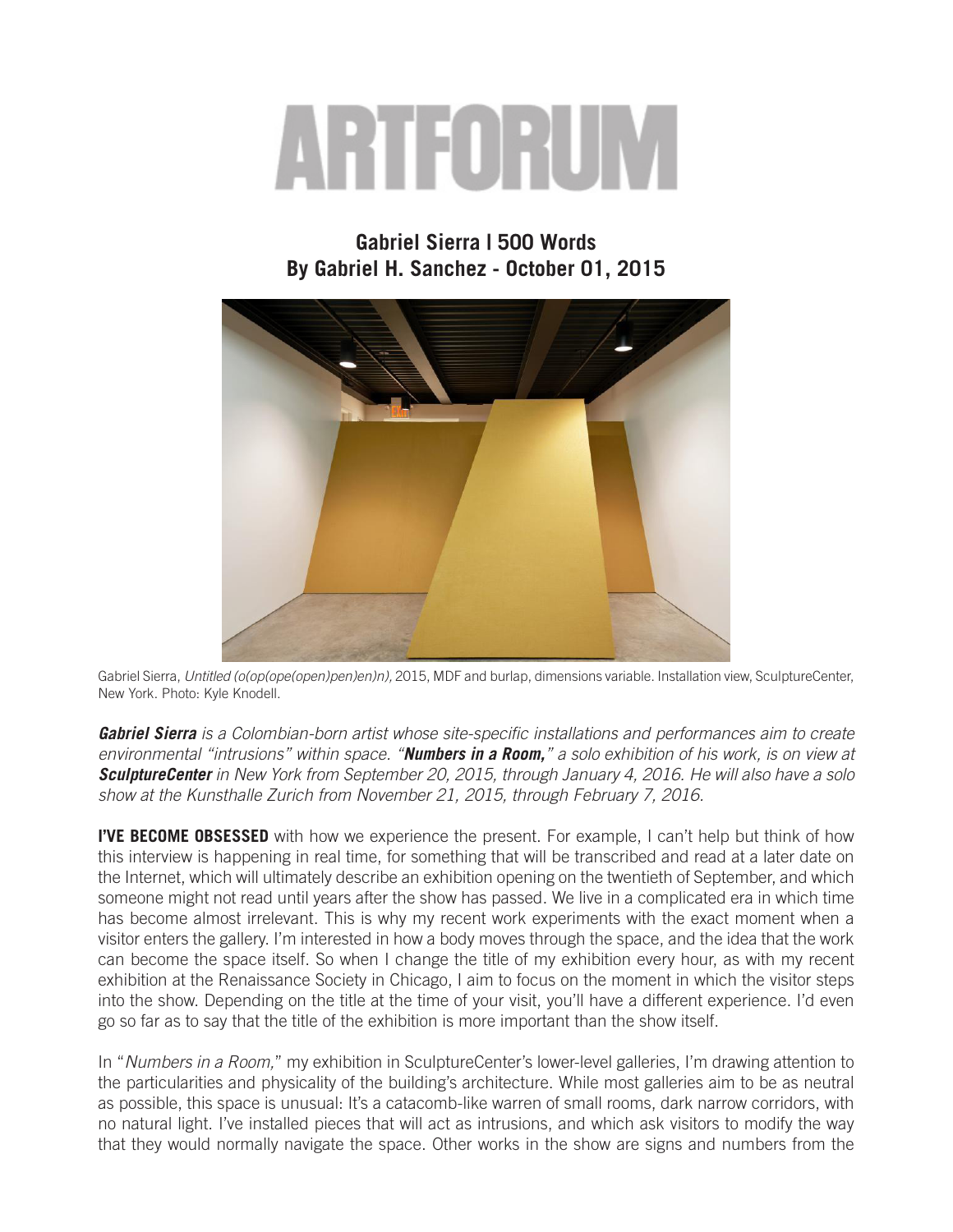# ARTFORUM

## Gabriel Sierra | 500 Words
## By Gabriel H. Sanchez - October 01, 2015

Gabriel Sierra, *Untitled (o(op(ope(open)pen)en)n)*, 2015, MDF and burlap, dimensions variable. Installation view, SculptureCenter, New York. Photo: Kyle Knodell.

***Gabriel Sierra** is a Colombian-born artist whose site-specific installations and performances aim to create environmental "intrusions" within space. "**Numbers in a Room,**" a solo exhibition of his work, is on view at **SculptureCenter** in New York from September 20, 2015, through January 4, 2016. He will also have a solo show at the Kunsthalle Zurich from November 21, 2015, through February 7, 2016.*

**I'VE BECOME OBSESSED** with how we experience the present. For example, I can't help but think of how this interview is happening in real time, for something that will be transcribed and read at a later date on the Internet, which will ultimately describe an exhibition opening on the twentieth of September, and which someone might not read until years after the show has passed. We live in a complicated era in which time has become almost irrelevant. This is why my recent work experiments with the exact moment when a visitor enters the gallery. I'm interested in how a body moves through the space, and the idea that the work can become the space itself. So when I change the title of my exhibition every hour, as with my recent exhibition at the Renaissance Society in Chicago, I aim to focus on the moment in which the visitor steps into the show. Depending on the title at the time of your visit, you'll have a different experience. I'd even go so far as to say that the title of the exhibition is more important than the show itself.

In "*Numbers in a Room,*" my exhibition in SculptureCenter's lower-level galleries, I'm drawing attention to the particularities and physicality of the building's architecture. While most galleries aim to be as neutral as possible, this space is unusual: It's a catacomb-like warren of small rooms, dark narrow corridors, with no natural light. I've installed pieces that will act as intrusions, and which ask visitors to modify the way that they would normally navigate the space. Other works in the show are signs and numbers from the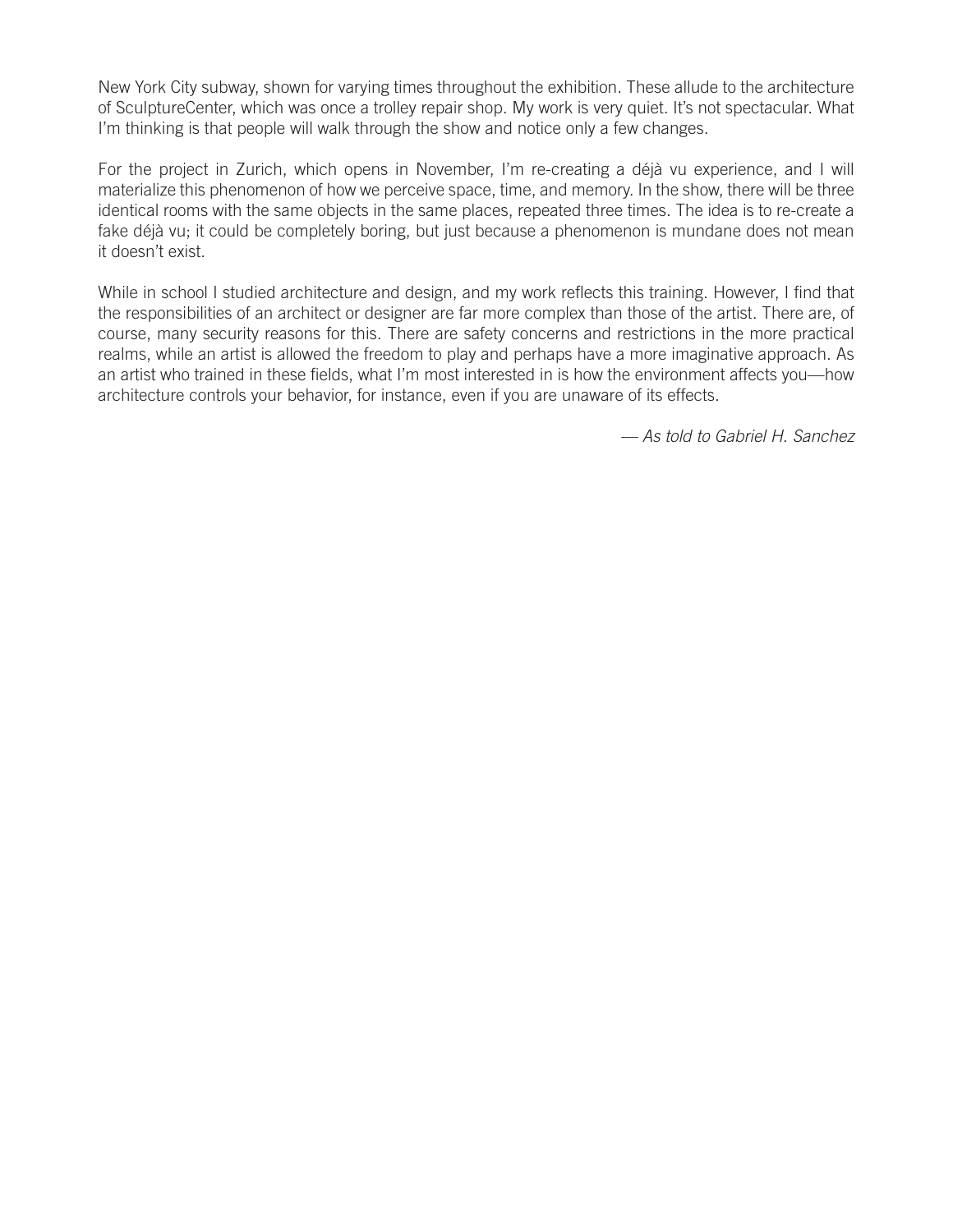New York City subway, shown for varying times throughout the exhibition. These allude to the architecture of SculptureCenter, which was once a trolley repair shop. My work is very quiet. It's not spectacular. What I'm thinking is that people will walk through the show and notice only a few changes.

For the project in Zurich, which opens in November, I'm re-creating a déjà vu experience, and I will materialize this phenomenon of how we perceive space, time, and memory. In the show, there will be three identical rooms with the same objects in the same places, repeated three times. The idea is to re-create a fake déjà vu; it could be completely boring, but just because a phenomenon is mundane does not mean it doesn't exist.

While in school I studied architecture and design, and my work reflects this training. However, I find that the responsibilities of an architect or designer are far more complex than those of the artist. There are, of course, many security reasons for this. There are safety concerns and restrictions in the more practical realms, while an artist is allowed the freedom to play and perhaps have a more imaginative approach. As an artist who trained in these fields, what I'm most interested in is how the environment affects you—how architecture controls your behavior, for instance, even if you are unaware of its effects.

*— As told to Gabriel H. Sanchez*